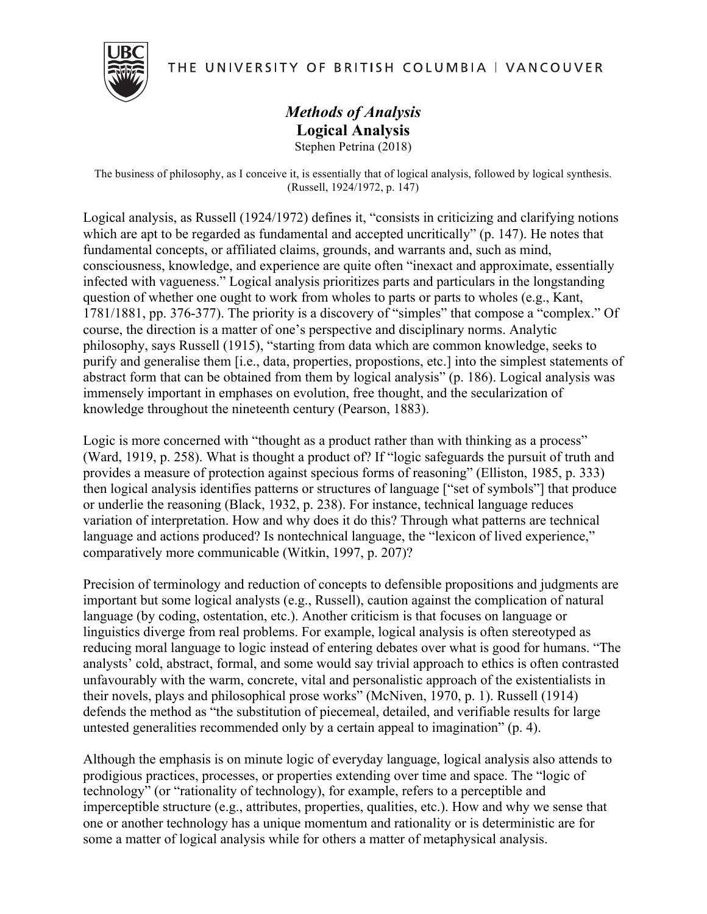THE UNIVERSITY OF BRITISH COLUMBIA | VANCOUVER

# *Methods of Analysis*
## Logical Analysis

Stephen Petrina (2018)

The business of philosophy, as I conceive it, is essentially that of logical analysis, followed by logical synthesis. (Russell, 1924/1972, p. 147)

Logical analysis, as Russell (1924/1972) defines it, "consists in criticizing and clarifying notions which are apt to be regarded as fundamental and accepted uncritically" (p. 147). He notes that fundamental concepts, or affiliated claims, grounds, and warrants and, such as mind, consciousness, knowledge, and experience are quite often "inexact and approximate, essentially infected with vagueness." Logical analysis prioritizes parts and particulars in the longstanding question of whether one ought to work from wholes to parts or parts to wholes (e.g., Kant, 1781/1881, pp. 376-377). The priority is a discovery of "simples" that compose a "complex." Of course, the direction is a matter of one's perspective and disciplinary norms. Analytic philosophy, says Russell (1915), "starting from data which are common knowledge, seeks to purify and generalise them [i.e., data, properties, propostions, etc.] into the simplest statements of abstract form that can be obtained from them by logical analysis" (p. 186). Logical analysis was immensely important in emphases on evolution, free thought, and the secularization of knowledge throughout the nineteenth century (Pearson, 1883).

Logic is more concerned with "thought as a product rather than with thinking as a process" (Ward, 1919, p. 258). What is thought a product of? If "logic safeguards the pursuit of truth and provides a measure of protection against specious forms of reasoning" (Elliston, 1985, p. 333) then logical analysis identifies patterns or structures of language ["set of symbols"] that produce or underlie the reasoning (Black, 1932, p. 238). For instance, technical language reduces variation of interpretation. How and why does it do this? Through what patterns are technical language and actions produced? Is nontechnical language, the "lexicon of lived experience," comparatively more communicable (Witkin, 1997, p. 207)?

Precision of terminology and reduction of concepts to defensible propositions and judgments are important but some logical analysts (e.g., Russell), caution against the complication of natural language (by coding, ostentation, etc.). Another criticism is that focuses on language or linguistics diverge from real problems. For example, logical analysis is often stereotyped as reducing moral language to logic instead of entering debates over what is good for humans. "The analysts' cold, abstract, formal, and some would say trivial approach to ethics is often contrasted unfavourably with the warm, concrete, vital and personalistic approach of the existentialists in their novels, plays and philosophical prose works" (McNiven, 1970, p. 1). Russell (1914) defends the method as "the substitution of piecemeal, detailed, and verifiable results for large untested generalities recommended only by a certain appeal to imagination" (p. 4).

Although the emphasis is on minute logic of everyday language, logical analysis also attends to prodigious practices, processes, or properties extending over time and space. The "logic of technology" (or "rationality of technology), for example, refers to a perceptible and imperceptible structure (e.g., attributes, properties, qualities, etc.). How and why we sense that one or another technology has a unique momentum and rationality or is deterministic are for some a matter of logical analysis while for others a matter of metaphysical analysis.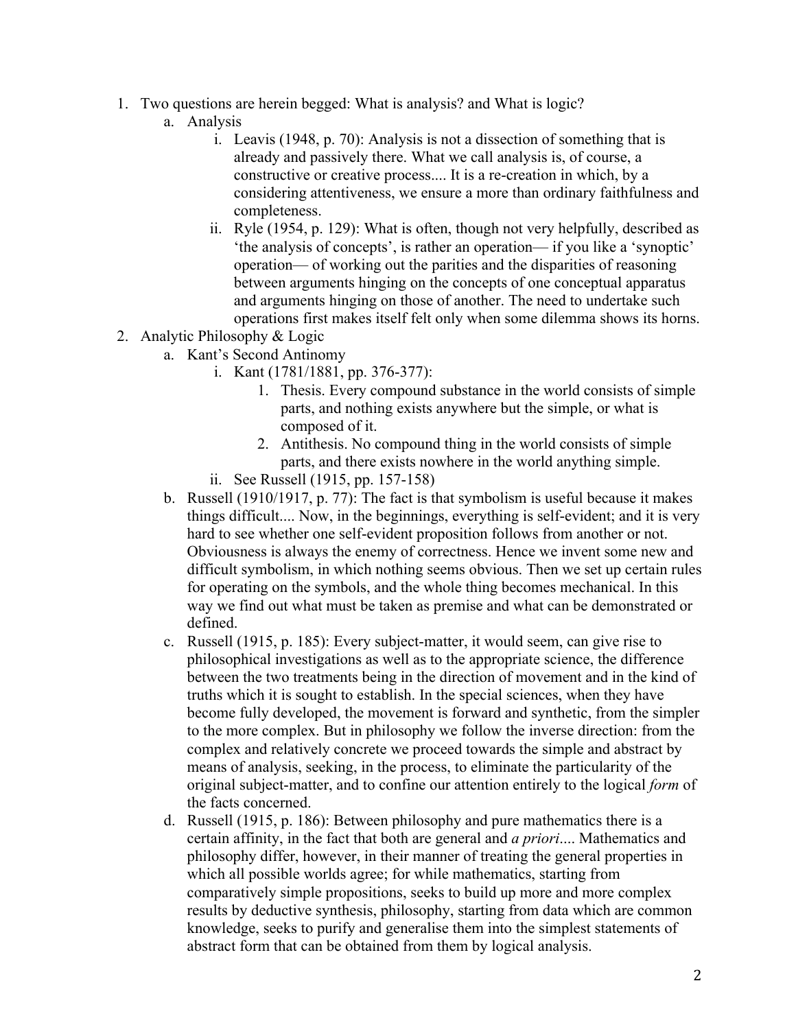1. Two questions are herein begged: What is analysis? and What is logic?
    a. Analysis
        i. Leavis (1948, p. 70): Analysis is not a dissection of something that is already and passively there. What we call analysis is, of course, a constructive or creative process.... It is a re-creation in which, by a considering attentiveness, we ensure a more than ordinary faithfulness and completeness.
        ii. Ryle (1954, p. 129): What is often, though not very helpfully, described as 'the analysis of concepts', is rather an operation— if you like a 'synoptic' operation— of working out the parities and the disparities of reasoning between arguments hinging on the concepts of one conceptual apparatus and arguments hinging on those of another. The need to undertake such operations first makes itself felt only when some dilemma shows its horns.
2. Analytic Philosophy & Logic
    a. Kant's Second Antinomy
        i. Kant (1781/1881, pp. 376-377):
            1. Thesis. Every compound substance in the world consists of simple parts, and nothing exists anywhere but the simple, or what is composed of it.
            2. Antithesis. No compound thing in the world consists of simple parts, and there exists nowhere in the world anything simple.
        ii. See Russell (1915, pp. 157-158)
    b. Russell (1910/1917, p. 77): The fact is that symbolism is useful because it makes things difficult.... Now, in the beginnings, everything is self-evident; and it is very hard to see whether one self-evident proposition follows from another or not. Obviousness is always the enemy of correctness. Hence we invent some new and difficult symbolism, in which nothing seems obvious. Then we set up certain rules for operating on the symbols, and the whole thing becomes mechanical. In this way we find out what must be taken as premise and what can be demonstrated or defined.
    c. Russell (1915, p. 185): Every subject-matter, it would seem, can give rise to philosophical investigations as well as to the appropriate science, the difference between the two treatments being in the direction of movement and in the kind of truths which it is sought to establish. In the special sciences, when they have become fully developed, the movement is forward and synthetic, from the simpler to the more complex. But in philosophy we follow the inverse direction: from the complex and relatively concrete we proceed towards the simple and abstract by means of analysis, seeking, in the process, to eliminate the particularity of the original subject-matter, and to confine our attention entirely to the logical *form* of the facts concerned.
    d. Russell (1915, p. 186): Between philosophy and pure mathematics there is a certain affinity, in the fact that both are general and *a priori*.... Mathematics and philosophy differ, however, in their manner of treating the general properties in which all possible worlds agree; for while mathematics, starting from comparatively simple propositions, seeks to build up more and more complex results by deductive synthesis, philosophy, starting from data which are common knowledge, seeks to purify and generalise them into the simplest statements of abstract form that can be obtained from them by logical analysis.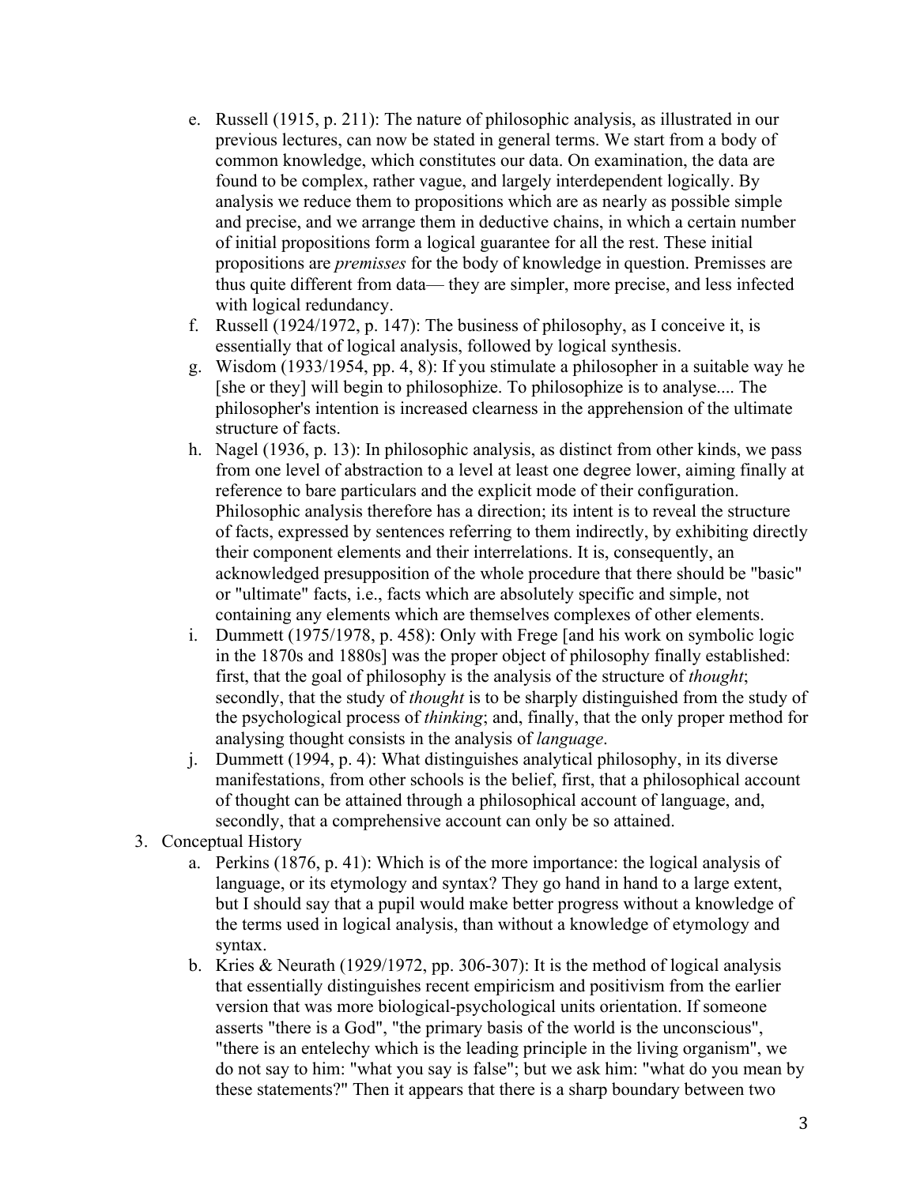e. Russell (1915, p. 211): The nature of philosophic analysis, as illustrated in our previous lectures, can now be stated in general terms. We start from a body of common knowledge, which constitutes our data. On examination, the data are found to be complex, rather vague, and largely interdependent logically. By analysis we reduce them to propositions which are as nearly as possible simple and precise, and we arrange them in deductive chains, in which a certain number of initial propositions form a logical guarantee for all the rest. These initial propositions are *premisses* for the body of knowledge in question. Premisses are thus quite different from data— they are simpler, more precise, and less infected with logical redundancy.

f. Russell (1924/1972, p. 147): The business of philosophy, as I conceive it, is essentially that of logical analysis, followed by logical synthesis.

g. Wisdom (1933/1954, pp. 4, 8): If you stimulate a philosopher in a suitable way he [she or they] will begin to philosophize. To philosophize is to analyse.... The philosopher's intention is increased clearness in the apprehension of the ultimate structure of facts.

h. Nagel (1936, p. 13): In philosophic analysis, as distinct from other kinds, we pass from one level of abstraction to a level at least one degree lower, aiming finally at reference to bare particulars and the explicit mode of their configuration. Philosophic analysis therefore has a direction; its intent is to reveal the structure of facts, expressed by sentences referring to them indirectly, by exhibiting directly their component elements and their interrelations. It is, consequently, an acknowledged presupposition of the whole procedure that there should be "basic" or "ultimate" facts, i.e., facts which are absolutely specific and simple, not containing any elements which are themselves complexes of other elements.

i. Dummett (1975/1978, p. 458): Only with Frege [and his work on symbolic logic in the 1870s and 1880s] was the proper object of philosophy finally established: first, that the goal of philosophy is the analysis of the structure of *thought*; secondly, that the study of *thought* is to be sharply distinguished from the study of the psychological process of *thinking*; and, finally, that the only proper method for analysing thought consists in the analysis of *language*.

j. Dummett (1994, p. 4): What distinguishes analytical philosophy, in its diverse manifestations, from other schools is the belief, first, that a philosophical account of thought can be attained through a philosophical account of language, and, secondly, that a comprehensive account can only be so attained.

3. Conceptual History

a. Perkins (1876, p. 41): Which is of the more importance: the logical analysis of language, or its etymology and syntax? They go hand in hand to a large extent, but I should say that a pupil would make better progress without a knowledge of the terms used in logical analysis, than without a knowledge of etymology and syntax.

b. Kries & Neurath (1929/1972, pp. 306-307): It is the method of logical analysis that essentially distinguishes recent empiricism and positivism from the earlier version that was more biological-psychological units orientation. If someone asserts "there is a God", "the primary basis of the world is the unconscious", "there is an entelechy which is the leading principle in the living organism", we do not say to him: "what you say is false"; but we ask him: "what do you mean by these statements?" Then it appears that there is a sharp boundary between two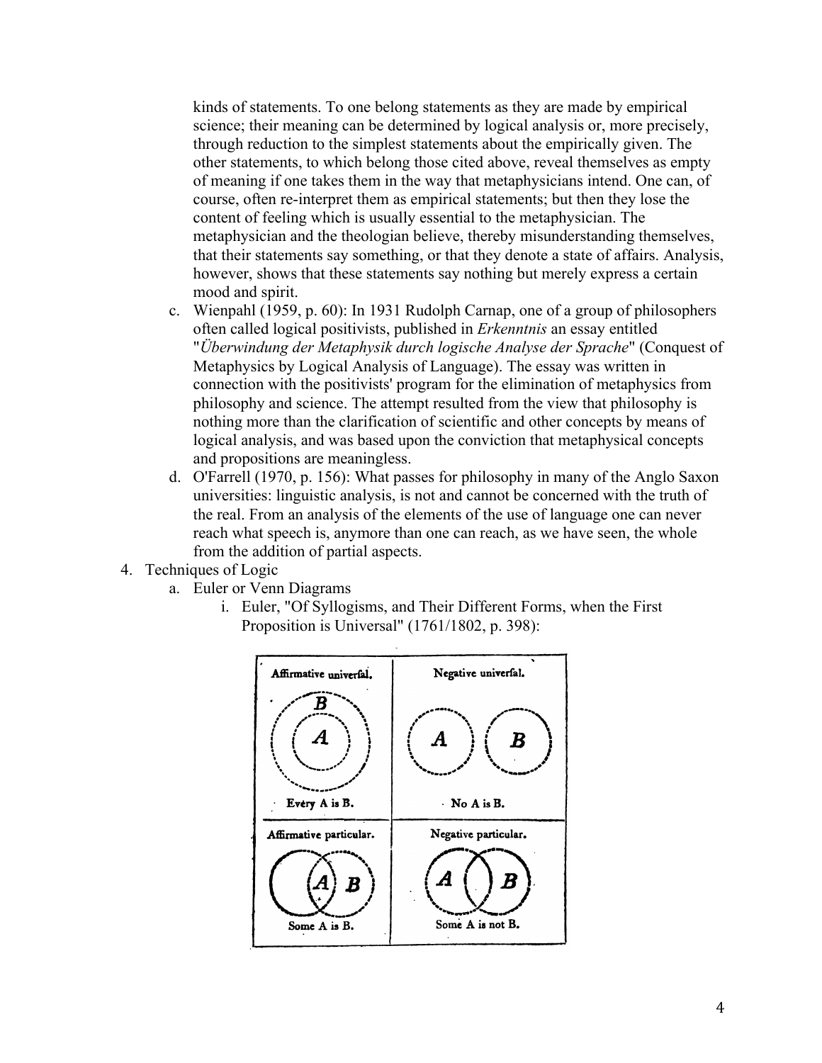kinds of statements. To one belong statements as they are made by empirical science; their meaning can be determined by logical analysis or, more precisely, through reduction to the simplest statements about the empirically given. The other statements, to which belong those cited above, reveal themselves as empty of meaning if one takes them in the way that metaphysicians intend. One can, of course, often re-interpret them as empirical statements; but then they lose the content of feeling which is usually essential to the metaphysician. The metaphysician and the theologian believe, thereby misunderstanding themselves, that their statements say something, or that they denote a state of affairs. Analysis, however, shows that these statements say nothing but merely express a certain mood and spirit.

   c. Wienpahl (1959, p. 60): In 1931 Rudolph Carnap, one of a group of philosophers often called logical positivists, published in *Erkenntnis* an essay entitled "*Überwindung der Metaphysik durch logische Analyse der Sprache*" (Conquest of Metaphysics by Logical Analysis of Language). The essay was written in connection with the positivists' program for the elimination of metaphysics from philosophy and science. The attempt resulted from the view that philosophy is nothing more than the clarification of scientific and other concepts by means of logical analysis, and was based upon the conviction that metaphysical concepts and propositions are meaningless.
   d. O'Farrell (1970, p. 156): What passes for philosophy in many of the Anglo Saxon universities: linguistic analysis, is not and cannot be concerned with the truth of the real. From an analysis of the elements of the use of language one can never reach what speech is, anymore than one can reach, as we have seen, the whole from the addition of partial aspects.

4. Techniques of Logic
   a. Euler or Venn Diagrams
      i. Euler, "Of Syllogisms, and Their Different Forms, when the First Proposition is Universal" (1761/1802, p. 398):

| Affirmative univerfal. | Negative univerfal. |
| --- | --- |
| Every A is B. | No A is B. |
| **Affirmative particular.** | **Negative particular.** |
| Some A is B. | Some A is not B. |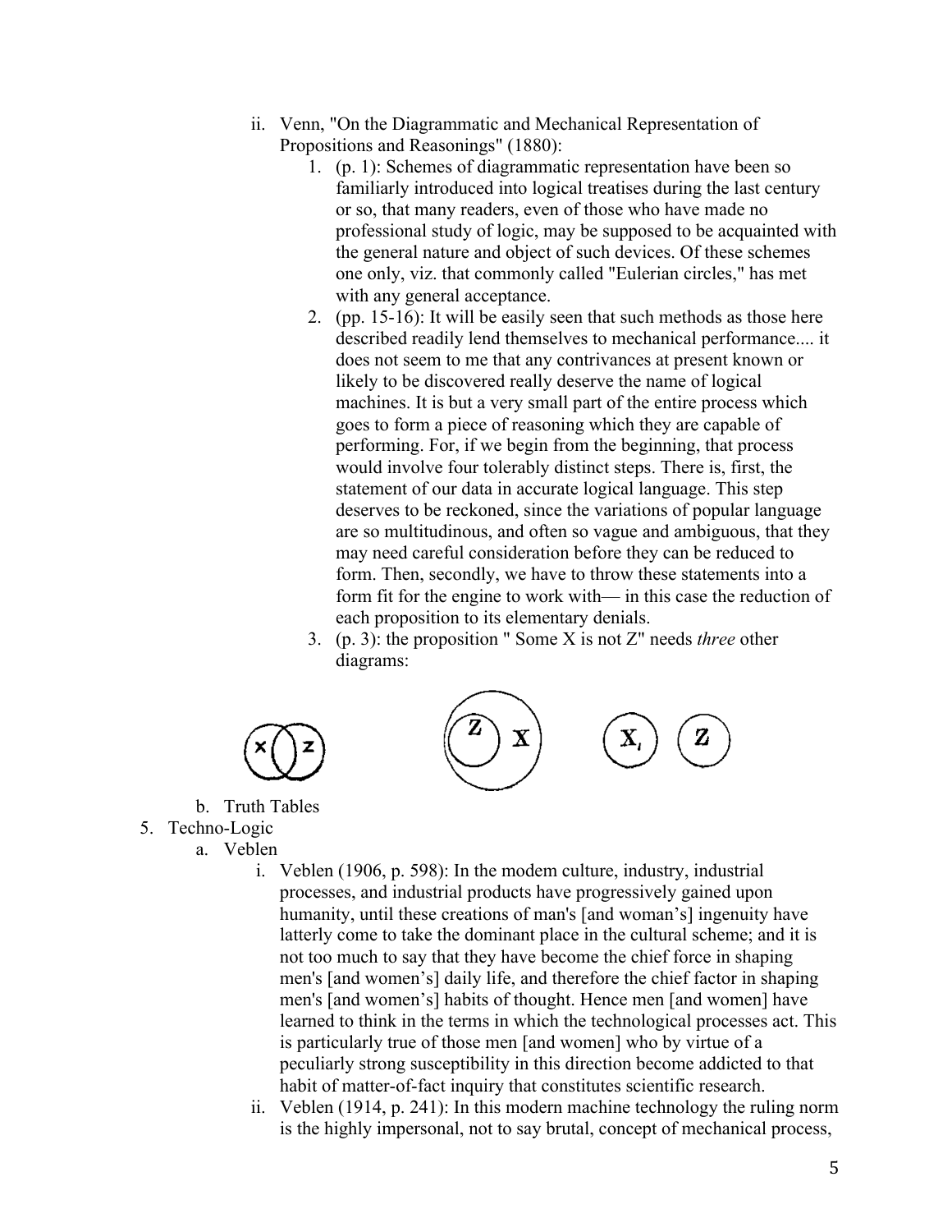ii. Venn, "On the Diagrammatic and Mechanical Representation of Propositions and Reasonings" (1880):
      1. (p. 1): Schemes of diagrammatic representation have been so familiarly introduced into logical treatises during the last century or so, that many readers, even of those who have made no professional study of logic, may be supposed to be acquainted with the general nature and object of such devices. Of these schemes one only, viz. that commonly called "Eulerian circles," has met with any general acceptance.
      2. (pp. 15-16): It will be easily seen that such methods as those here described readily lend themselves to mechanical performance.... it does not seem to me that any contrivances at present known or likely to be discovered really deserve the name of logical machines. It is but a very small part of the entire process which goes to form a piece of reasoning which they are capable of performing. For, if we begin from the beginning, that process would involve four tolerably distinct steps. There is, first, the statement of our data in accurate logical language. This step deserves to be reckoned, since the variations of popular language are so multitudinous, and often so vague and ambiguous, that they may need careful consideration before they can be reduced to form. Then, secondly, we have to throw these statements into a form fit for the engine to work with— in this case the reduction of each proposition to its elementary denials.
      3. (p. 3): the proposition " Some X is not Z" needs *three* other diagrams:

   b. Truth Tables

5. Techno-Logic
   a. Veblen
      i. Veblen (1906, p. 598): In the modem culture, industry, industrial processes, and industrial products have progressively gained upon humanity, until these creations of man's [and woman's] ingenuity have latterly come to take the dominant place in the cultural scheme; and it is not too much to say that they have become the chief force in shaping men's [and women's] daily life, and therefore the chief factor in shaping men's [and women's] habits of thought. Hence men [and women] have learned to think in the terms in which the technological processes act. This is particularly true of those men [and women] who by virtue of a peculiarly strong susceptibility in this direction become addicted to that habit of matter-of-fact inquiry that constitutes scientific research.
      ii. Veblen (1914, p. 241): In this modern machine technology the ruling norm is the highly impersonal, not to say brutal, concept of mechanical process,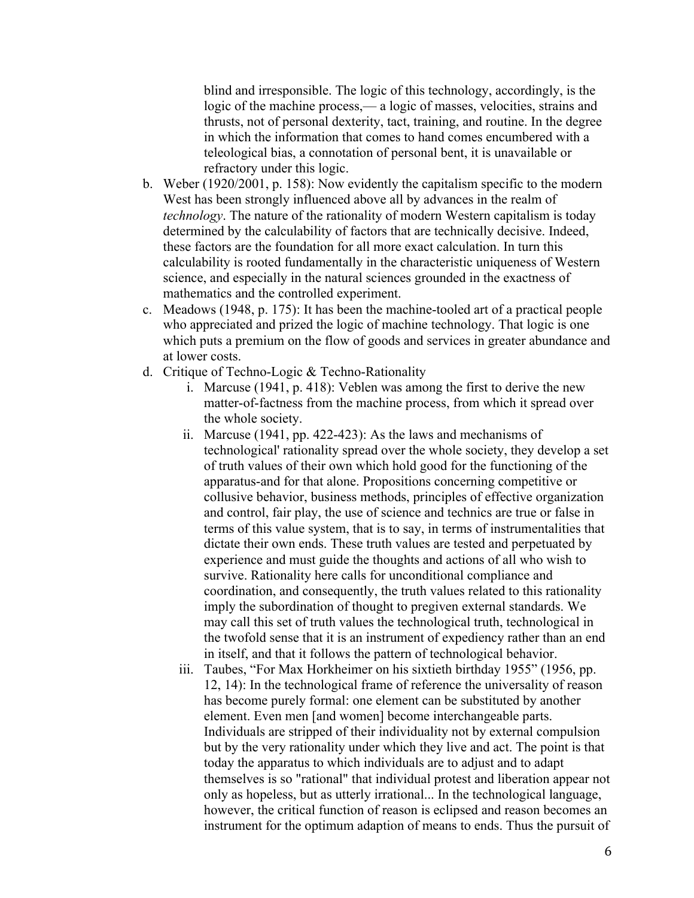blind and irresponsible. The logic of this technology, accordingly, is the logic of the machine process,— a logic of masses, velocities, strains and thrusts, not of personal dexterity, tact, training, and routine. In the degree in which the information that comes to hand comes encumbered with a teleological bias, a connotation of personal bent, it is unavailable or refractory under this logic.

b. Weber (1920/2001, p. 158): Now evidently the capitalism specific to the modern West has been strongly influenced above all by advances in the realm of *technology*. The nature of the rationality of modern Western capitalism is today determined by the calculability of factors that are technically decisive. Indeed, these factors are the foundation for all more exact calculation. In turn this calculability is rooted fundamentally in the characteristic uniqueness of Western science, and especially in the natural sciences grounded in the exactness of mathematics and the controlled experiment.

c. Meadows (1948, p. 175): It has been the machine-tooled art of a practical people who appreciated and prized the logic of machine technology. That logic is one which puts a premium on the flow of goods and services in greater abundance and at lower costs.

d. Critique of Techno-Logic & Techno-Rationality
    i. Marcuse (1941, p. 418): Veblen was among the first to derive the new matter-of-factness from the machine process, from which it spread over the whole society.
    ii. Marcuse (1941, pp. 422-423): As the laws and mechanisms of technological' rationality spread over the whole society, they develop a set of truth values of their own which hold good for the functioning of the apparatus-and for that alone. Propositions concerning competitive or collusive behavior, business methods, principles of effective organization and control, fair play, the use of science and technics are true or false in terms of this value system, that is to say, in terms of instrumentalities that dictate their own ends. These truth values are tested and perpetuated by experience and must guide the thoughts and actions of all who wish to survive. Rationality here calls for unconditional compliance and coordination, and consequently, the truth values related to this rationality imply the subordination of thought to pregiven external standards. We may call this set of truth values the technological truth, technological in the twofold sense that it is an instrument of expediency rather than an end in itself, and that it follows the pattern of technological behavior.
    iii. Taubes, "For Max Horkheimer on his sixtieth birthday 1955" (1956, pp. 12, 14): In the technological frame of reference the universality of reason has become purely formal: one element can be substituted by another element. Even men [and women] become interchangeable parts. Individuals are stripped of their individuality not by external compulsion but by the very rationality under which they live and act. The point is that today the apparatus to which individuals are to adjust and to adapt themselves is so "rational" that individual protest and liberation appear not only as hopeless, but as utterly irrational... In the technological language, however, the critical function of reason is eclipsed and reason becomes an instrument for the optimum adaption of means to ends. Thus the pursuit of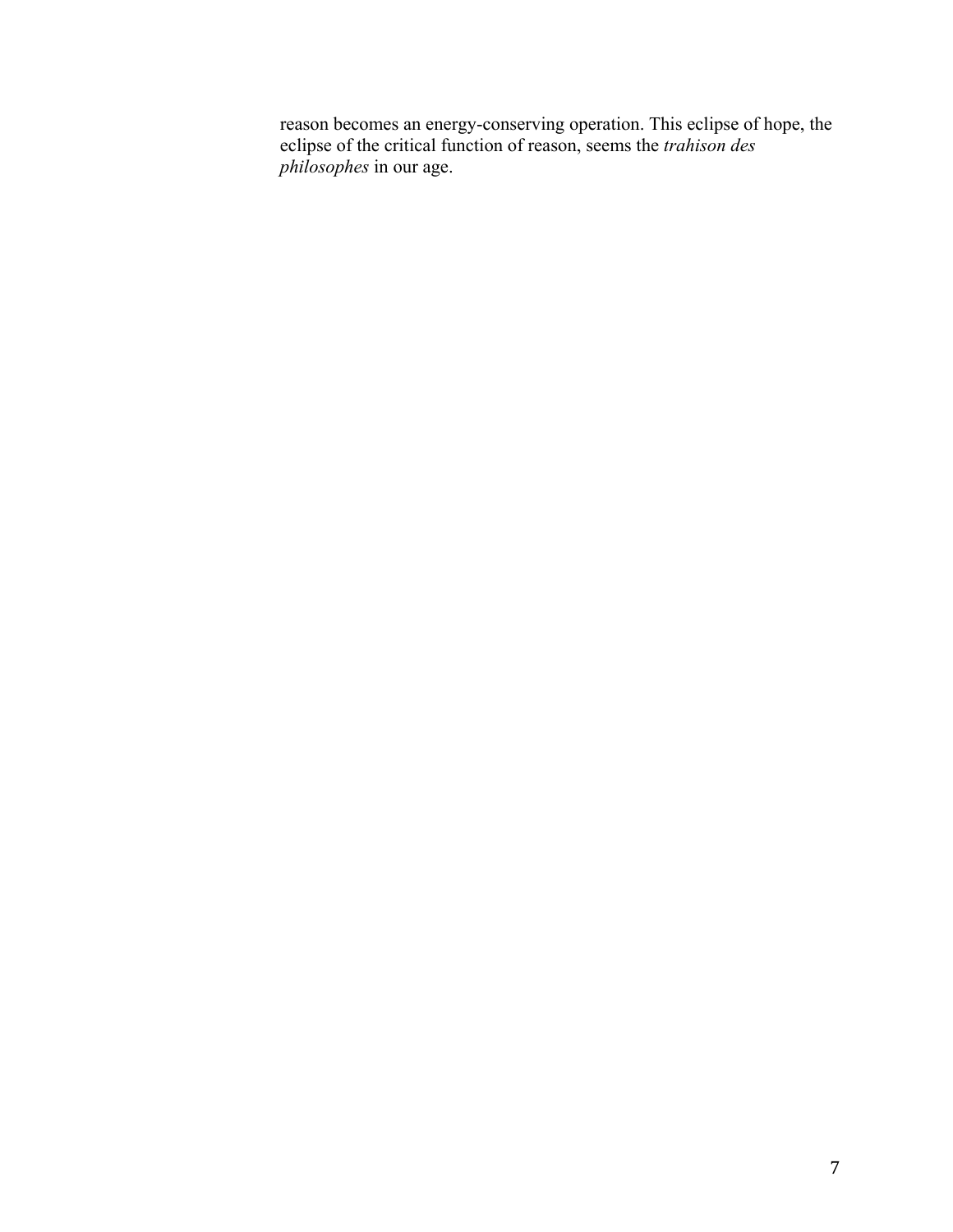reason becomes an energy-conserving operation. This eclipse of hope, the eclipse of the critical function of reason, seems the *trahison des philosophes* in our age.